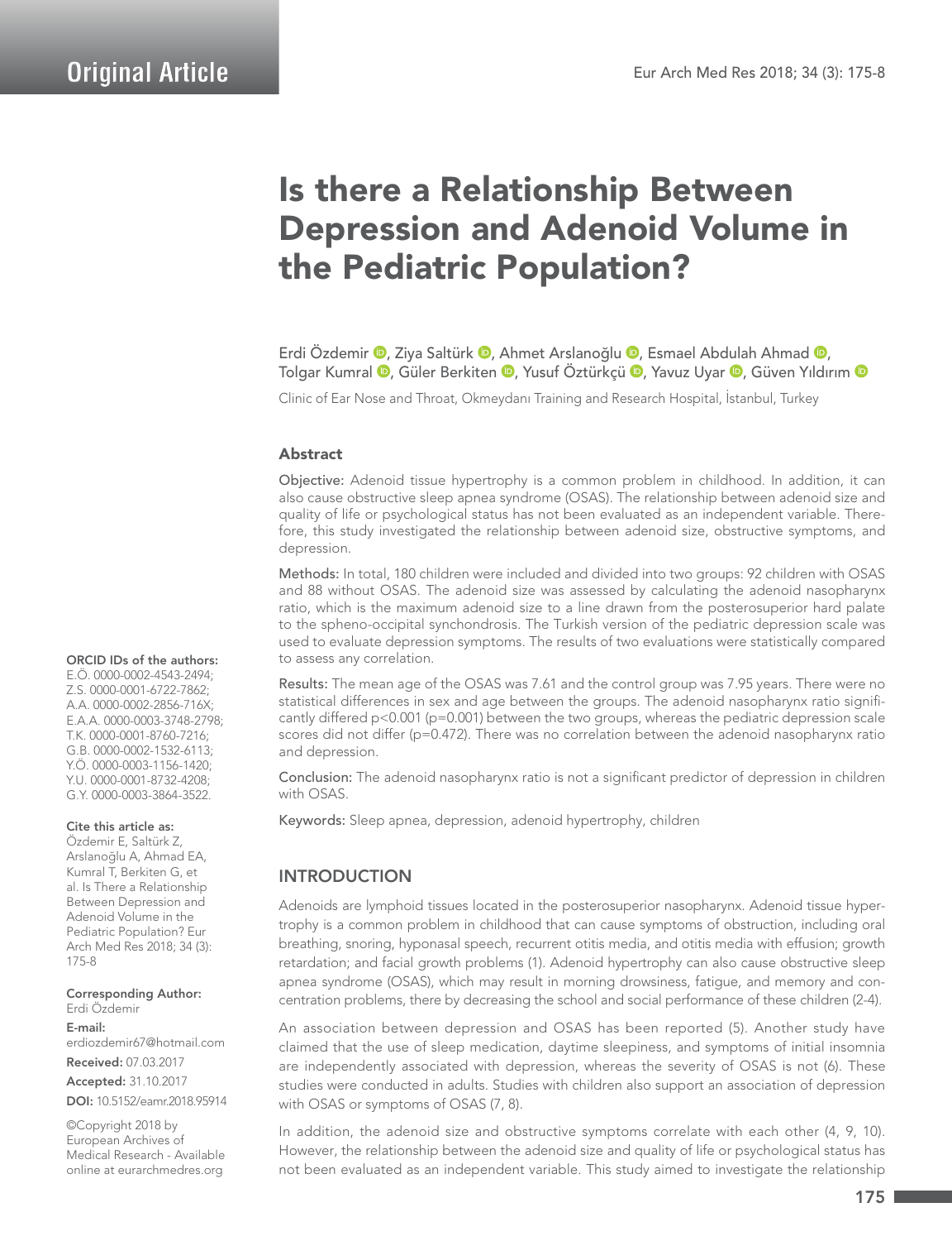Original Article

# Is there a Relationship Between Depression and Adenoid Volume in the Pediatric Population?

Erdi Özdemir, Ziya Saltürk, Ahmet Arslanoğlu, Esmael Abdulah Ahmad, Tolgar Kumral, Güler Berkiten, Yusuf Öztürkçü, Yavuz Uyar, Güven Yıldırım

Clinic of Ear Nose and Throat, Okmeydanı Training and Research Hospital, İstanbul, Turkey

## Abstract

**Objective:** Adenoid tissue hypertrophy is a common problem in childhood. In addition, it can also cause obstructive sleep apnea syndrome (OSAS). The relationship between adenoid size and quality of life or psychological status has not been evaluated as an independent variable. Therefore, this study investigated the relationship between adenoid size, obstructive symptoms, and depression.

**Methods:** In total, 180 children were included and divided into two groups: 92 children with OSAS and 88 without OSAS. The adenoid size was assessed by calculating the adenoid nasopharynx ratio, which is the maximum adenoid size to a line drawn from the posterosuperior hard palate to the spheno-occipital synchondrosis. The Turkish version of the pediatric depression scale was used to evaluate depression symptoms. The results of two evaluations were statistically compared to assess any correlation.

**Results:** The mean age of the OSAS was 7.61 and the control group was 7.95 years. There were no statistical differences in sex and age between the groups. The adenoid nasopharynx ratio significantly differed $p<0.001$ ($p=0.001$) between the two groups, whereas the pediatric depression scale scores did not differ ($p=0.472$). There was no correlation between the adenoid nasopharynx ratio and depression.

**Conclusion:** The adenoid nasopharynx ratio is not a significant predictor of depression in children with OSAS.

**Keywords:** Sleep apnea, depression, adenoid hypertrophy, children

**ORCID IDs of the authors:**
E.Ö. 0000-0002-4543-2494;
Z.S. 0000-0001-6722-7862;
A.A. 0000-0002-2856-716X;
E.A.A. 0000-0003-3748-2798;
T.K. 0000-0001-8760-7216;
G.B. 0000-0002-1532-6113;
Y.Ö. 0000-0003-1156-1420;
Y.U. 0000-0001-8732-4208;
G.Y. 0000-0003-3864-3522.

**Cite this article as:**
Özdemir E, Saltürk Z, Arslanoğlu A, Ahmad EA, Kumral T, Berkiten G, et al. Is There a Relationship Between Depression and Adenoid Volume in the Pediatric Population? Eur Arch Med Res 2018; 34 (3): 175-8

**Corresponding Author:**
Erdi Özdemir

**E-mail:**
erdiozdemir67@hotmail.com

**Received:** 07.03.2017

**Accepted:** 31.10.2017

**DOI:** 10.5152/eamr.2018.95914

©Copyright 2018 by European Archives of Medical Research - Available online at eurarchmedres.org

## INTRODUCTION

Adenoids are lymphoid tissues located in the posterosuperior nasopharynx. Adenoid tissue hypertrophy is a common problem in childhood that can cause symptoms of obstruction, including oral breathing, snoring, hyponasal speech, recurrent otitis media, and otitis media with effusion; growth retardation; and facial growth problems (1). Adenoid hypertrophy can also cause obstructive sleep apnea syndrome (OSAS), which may result in morning drowsiness, fatigue, and memory and concentration problems, there by decreasing the school and social performance of these children (2-4).

An association between depression and OSAS has been reported (5). Another study have claimed that the use of sleep medication, daytime sleepiness, and symptoms of initial insomnia are independently associated with depression, whereas the severity of OSAS is not (6). These studies were conducted in adults. Studies with children also support an association of depression with OSAS or symptoms of OSAS (7, 8).

In addition, the adenoid size and obstructive symptoms correlate with each other (4, 9, 10). However, the relationship between the adenoid size and quality of life or psychological status has not been evaluated as an independent variable. This study aimed to investigate the relationship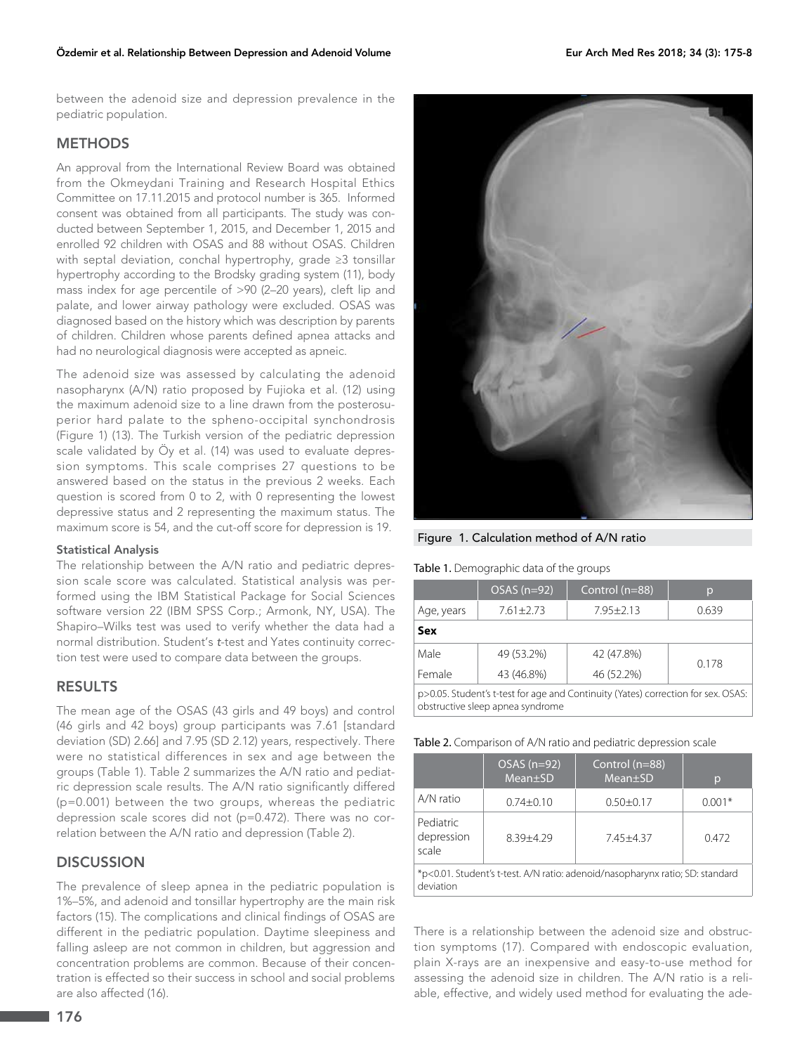between the adenoid size and depression prevalence in the pediatric population.

## METHODS

An approval from the International Review Board was obtained from the Okmeydani Training and Research Hospital Ethics Committee on 17.11.2015 and protocol number is 365. Informed consent was obtained from all participants. The study was conducted between September 1, 2015, and December 1, 2015 and enrolled 92 children with OSAS and 88 without OSAS. Children with septal deviation, conchal hypertrophy, grade ≥3 tonsillar hypertrophy according to the Brodsky grading system (11), body mass index for age percentile of >90 (2–20 years), cleft lip and palate, and lower airway pathology were excluded. OSAS was diagnosed based on the history which was description by parents of children. Children whose parents defined apnea attacks and had no neurological diagnosis were accepted as apneic.

The adenoid size was assessed by calculating the adenoid nasopharynx (A/N) ratio proposed by Fujioka et al. (12) using the maximum adenoid size to a line drawn from the posterosuperior hard palate to the spheno-occipital synchondrosis (Figure 1) (13). The Turkish version of the pediatric depression scale validated by Öy et al. (14) was used to evaluate depression symptoms. This scale comprises 27 questions to be answered based on the status in the previous 2 weeks. Each question is scored from 0 to 2, with 0 representing the lowest depressive status and 2 representing the maximum status. The maximum score is 54, and the cut-off score for depression is 19.

### Statistical Analysis

The relationship between the A/N ratio and pediatric depression scale score was calculated. Statistical analysis was performed using the IBM Statistical Package for Social Sciences software version 22 (IBM SPSS Corp.; Armonk, NY, USA). The Shapiro–Wilks test was used to verify whether the data had a normal distribution. Student's *t*-test and Yates continuity correction test were used to compare data between the groups.

## RESULTS

The mean age of the OSAS (43 girls and 49 boys) and control (46 girls and 42 boys) group participants was 7.61 [standard deviation (SD) 2.66] and 7.95 (SD 2.12) years, respectively. There were no statistical differences in sex and age between the groups (Table 1). Table 2 summarizes the A/N ratio and pediatric depression scale results. The A/N ratio significantly differed (p=0.001) between the two groups, whereas the pediatric depression scale scores did not (p=0.472). There was no correlation between the A/N ratio and depression (Table 2).

## DISCUSSION

The prevalence of sleep apnea in the pediatric population is 1%–5%, and adenoid and tonsillar hypertrophy are the main risk factors (15). The complications and clinical findings of OSAS are different in the pediatric population. Daytime sleepiness and falling asleep are not common in children, but aggression and concentration problems are common. Because of their concentration is effected so their success in school and social problems are also affected (16).

Figure 1. Calculation method of A/N ratio

**Table 1.** Demographic data of the groups

| | OSAS (n=92) | Control (n=88) | p |
|---|---|---|---|
| Age, years | 7.61±2.73 | 7.95±2.13 | 0.639 |
| **Sex** | | | |
| Male | 49 (53.2%) | 42 (47.8%) | 0.178 |
| Female | 43 (46.8%) | 46 (52.2%) | |

p>0.05. Student's t-test for age and Continuity (Yates) correction for sex. OSAS: obstructive sleep apnea syndrome

**Table 2.** Comparison of A/N ratio and pediatric depression scale

| | OSAS (n=92) Mean±SD | Control (n=88) Mean±SD | p |
|---|---|---|---|
| A/N ratio | 0.74±0.10 | 0.50±0.17 | 0.001* |
| Pediatric depression scale | 8.39±4.29 | 7.45±4.37 | 0.472 |

*p<0.01. Student's t-test. A/N ratio: adenoid/nasopharynx ratio; SD: standard deviation

There is a relationship between the adenoid size and obstruction symptoms (17). Compared with endoscopic evaluation, plain X-rays are an inexpensive and easy-to-use method for assessing the adenoid size in children. The A/N ratio is a reliable, effective, and widely used method for evaluating the ade-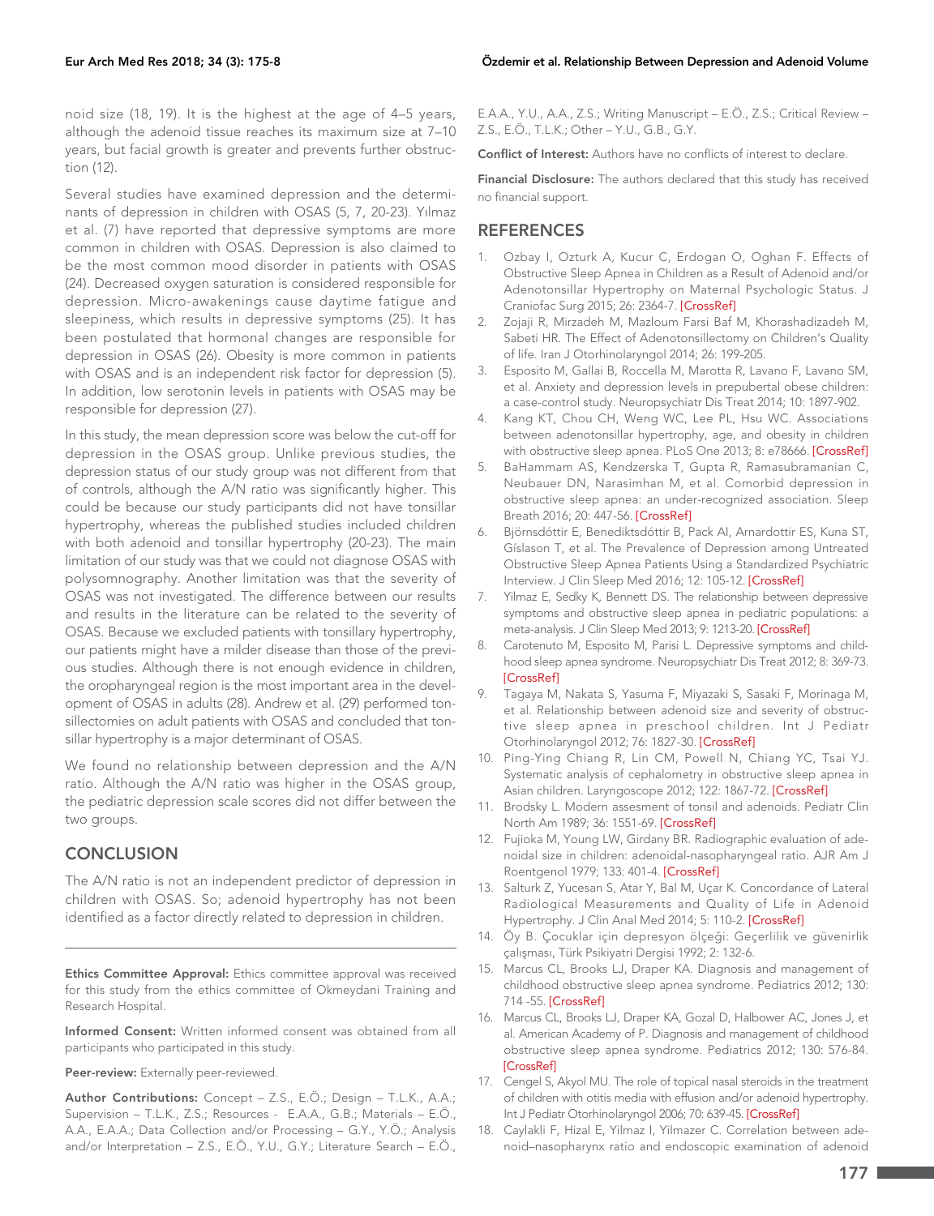noid size (18, 19). It is the highest at the age of 4–5 years, although the adenoid tissue reaches its maximum size at 7–10 years, but facial growth is greater and prevents further obstruction (12).

Several studies have examined depression and the determinants of depression in children with OSAS (5, 7, 20-23). Yılmaz et al. (7) have reported that depressive symptoms are more common in children with OSAS. Depression is also claimed to be the most common mood disorder in patients with OSAS (24). Decreased oxygen saturation is considered responsible for depression. Micro-awakenings cause daytime fatigue and sleepiness, which results in depressive symptoms (25). It has been postulated that hormonal changes are responsible for depression in OSAS (26). Obesity is more common in patients with OSAS and is an independent risk factor for depression (5). In addition, low serotonin levels in patients with OSAS may be responsible for depression (27).

In this study, the mean depression score was below the cut-off for depression in the OSAS group. Unlike previous studies, the depression status of our study group was not different from that of controls, although the A/N ratio was significantly higher. This could be because our study participants did not have tonsillar hypertrophy, whereas the published studies included children with both adenoid and tonsillar hypertrophy (20-23). The main limitation of our study was that we could not diagnose OSAS with polysomnography. Another limitation was that the severity of OSAS was not investigated. The difference between our results and results in the literature can be related to the severity of OSAS. Because we excluded patients with tonsillary hypertrophy, our patients might have a milder disease than those of the previous studies. Although there is not enough evidence in children, the oropharyngeal region is the most important area in the development of OSAS in adults (28). Andrew et al. (29) performed tonsillectomies on adult patients with OSAS and concluded that tonsillar hypertrophy is a major determinant of OSAS.

We found no relationship between depression and the A/N ratio. Although the A/N ratio was higher in the OSAS group, the pediatric depression scale scores did not differ between the two groups.

## CONCLUSION

The A/N ratio is not an independent predictor of depression in children with OSAS. So; adenoid hypertrophy has not been identified as a factor directly related to depression in children.

**Ethics Committee Approval:** Ethics committee approval was received for this study from the ethics committee of Okmeydani Training and Research Hospital.

**Informed Consent:** Written informed consent was obtained from all participants who participated in this study.

**Peer-review:** Externally peer-reviewed.

**Author Contributions:** Concept – Z.S., E.Ö.; Design – T.L.K., A.A.; Supervision – T.L.K., Z.S.; Resources - E.A.A., G.B.; Materials – E.Ö., A.A., E.A.A.; Data Collection and/or Processing – G.Y., Y.Ö.; Analysis and/or Interpretation – Z.S., E.Ö., Y.U., G.Y.; Literature Search – E.Ö., E.A.A., Y.U., A.A., Z.S.; Writing Manuscript – E.Ö., Z.S.; Critical Review – Z.S., E.Ö., T.L.K.; Other – Y.U., G.B., G.Y.

**Conflict of Interest:** Authors have no conflicts of interest to declare.

**Financial Disclosure:** The authors declared that this study has received no financial support.

## REFERENCES

1. Ozbay I, Ozturk A, Kucur C, Erdogan O, Oghan F. Effects of Obstructive Sleep Apnea in Children as a Result of Adenoid and/or Adenotonsillar Hypertrophy on Maternal Psychologic Status. J Craniofac Surg 2015; 26: 2364-7. [CrossRef]
2. Zojaji R, Mirzadeh M, Mazloum Farsi Baf M, Khorashadizadeh M, Sabeti HR. The Effect of Adenotonsillectomy on Children's Quality of life. Iran J Otorhinolaryngol 2014; 26: 199-205.
3. Esposito M, Gallai B, Roccella M, Marotta R, Lavano F, Lavano SM, et al. Anxiety and depression levels in prepubertal obese children: a case-control study. Neuropsychiatr Dis Treat 2014; 10: 1897-902.
4. Kang KT, Chou CH, Weng WC, Lee PL, Hsu WC. Associations between adenotonsillar hypertrophy, age, and obesity in children with obstructive sleep apnea. PLoS One 2013; 8: e78666. [CrossRef]
5. BaHammam AS, Kendzerska T, Gupta R, Ramasubramanian C, Neubauer DN, Narasimhan M, et al. Comorbid depression in obstructive sleep apnea: an under-recognized association. Sleep Breath 2016; 20: 447-56. [CrossRef]
6. Björnsdóttir E, Benediktsdóttir B, Pack AI, Arnardottir ES, Kuna ST, Gíslason T, et al. The Prevalence of Depression among Untreated Obstructive Sleep Apnea Patients Using a Standardized Psychiatric Interview. J Clin Sleep Med 2016; 12: 105-12. [CrossRef]
7. Yilmaz E, Sedky K, Bennett DS. The relationship between depressive symptoms and obstructive sleep apnea in pediatric populations: a meta-analysis. J Clin Sleep Med 2013; 9: 1213-20. [CrossRef]
8. Carotenuto M, Esposito M, Parisi L. Depressive symptoms and childhood sleep apnea syndrome. Neuropsychiatr Dis Treat 2012; 8: 369-73. [CrossRef]
9. Tagaya M, Nakata S, Yasuma F, Miyazaki S, Sasaki F, Morinaga M, et al. Relationship between adenoid size and severity of obstructive sleep apnea in preschool children. Int J Pediatr Otorhinolaryngol 2012; 76: 1827-30. [CrossRef]
10. Ping-Ying Chiang R, Lin CM, Powell N, Chiang YC, Tsai YJ. Systematic analysis of cephalometry in obstructive sleep apnea in Asian children. Laryngoscope 2012; 122: 1867-72. [CrossRef]
11. Brodsky L. Modern assesment of tonsil and adenoids. Pediatr Clin North Am 1989; 36: 1551-69. [CrossRef]
12. Fujioka M, Young LW, Girdany BR. Radiographic evaluation of adenoidal size in children: adenoidal-nasopharyngeal ratio. AJR Am J Roentgenol 1979; 133: 401-4. [CrossRef]
13. Salturk Z, Yucesan S, Atar Y, Bal M, Uçar K. Concordance of Lateral Radiological Measurements and Quality of Life in Adenoid Hypertrophy. J Clin Anal Med 2014; 5: 110-2. [CrossRef]
14. Öy B. Çocuklar için depresyon ölçeği: Geçerlilik ve güvenirlik çalışması, Türk Psikiyatri Dergisi 1992; 2: 132-6.
15. Marcus CL, Brooks LJ, Draper KA. Diagnosis and management of childhood obstructive sleep apnea syndrome. Pediatrics 2012; 130: 714 -55. [CrossRef]
16. Marcus CL, Brooks LJ, Draper KA, Gozal D, Halbower AC, Jones J, et al. American Academy of P. Diagnosis and management of childhood obstructive sleep apnea syndrome. Pediatrics 2012; 130: 576-84. [CrossRef]
17. Cengel S, Akyol MU. The role of topical nasal steroids in the treatment of children with otitis media with effusion and/or adenoid hypertrophy. Int J Pediatr Otorhinolaryngol 2006; 70: 639-45. [CrossRef]
18. Caylakli F, Hizal E, Yilmaz I, Yilmazer C. Correlation between adenoid–nasopharynx ratio and endoscopic examination of adenoid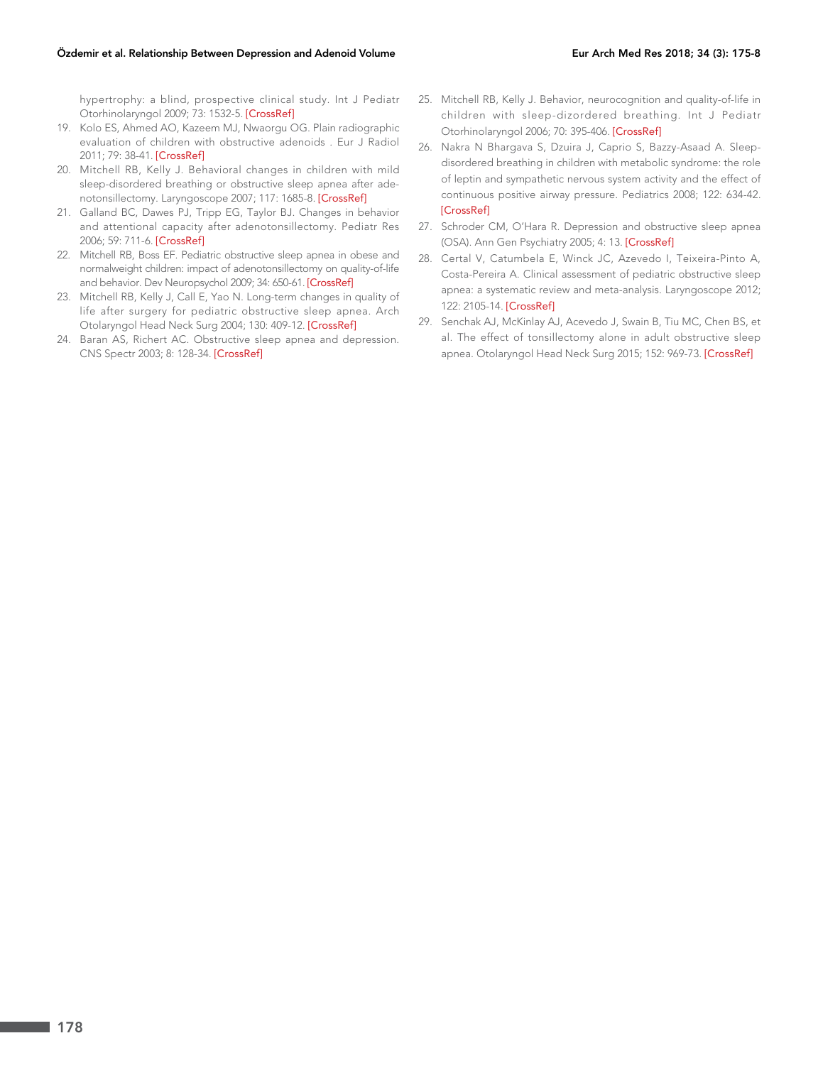hypertrophy: a blind, prospective clinical study. Int J Pediatr Otorhinolaryngol 2009; 73: 1532-5. [CrossRef]

19. Kolo ES, Ahmed AO, Kazeem MJ, Nwaorgu OG. Plain radiographic evaluation of children with obstructive adenoids . Eur J Radiol 2011; 79: 38-41. [CrossRef]
20. Mitchell RB, Kelly J. Behavioral changes in children with mild sleep-disordered breathing or obstructive sleep apnea after adenotonsillectomy. Laryngoscope 2007; 117: 1685-8. [CrossRef]
21. Galland BC, Dawes PJ, Tripp EG, Taylor BJ. Changes in behavior and attentional capacity after adenotonsillectomy. Pediatr Res 2006; 59: 711-6. [CrossRef]
22. Mitchell RB, Boss EF. Pediatric obstructive sleep apnea in obese and normalweight children: impact of adenotonsillectomy on quality-of-life and behavior. Dev Neuropsychol 2009; 34: 650-61. [CrossRef]
23. Mitchell RB, Kelly J, Call E, Yao N. Long-term changes in quality of life after surgery for pediatric obstructive sleep apnea. Arch Otolaryngol Head Neck Surg 2004; 130: 409-12. [CrossRef]
24. Baran AS, Richert AC. Obstructive sleep apnea and depression. CNS Spectr 2003; 8: 128-34. [CrossRef]
25. Mitchell RB, Kelly J. Behavior, neurocognition and quality-of-life in children with sleep-dizordered breathing. Int J Pediatr Otorhinolaryngol 2006; 70: 395-406. [CrossRef]
26. Nakra N Bhargava S, Dzuira J, Caprio S, Bazzy-Asaad A. Sleep-disordered breathing in children with metabolic syndrome: the role of leptin and sympathetic nervous system activity and the effect of continuous positive airway pressure. Pediatrics 2008; 122: 634-42. [CrossRef]
27. Schroder CM, O'Hara R. Depression and obstructive sleep apnea (OSA). Ann Gen Psychiatry 2005; 4: 13. [CrossRef]
28. Certal V, Catumbela E, Winck JC, Azevedo I, Teixeira-Pinto A, Costa-Pereira A. Clinical assessment of pediatric obstructive sleep apnea: a systematic review and meta-analysis. Laryngoscope 2012; 122: 2105-14. [CrossRef]
29. Senchak AJ, McKinlay AJ, Acevedo J, Swain B, Tiu MC, Chen BS, et al. The effect of tonsillectomy alone in adult obstructive sleep apnea. Otolaryngol Head Neck Surg 2015; 152: 969-73. [CrossRef]